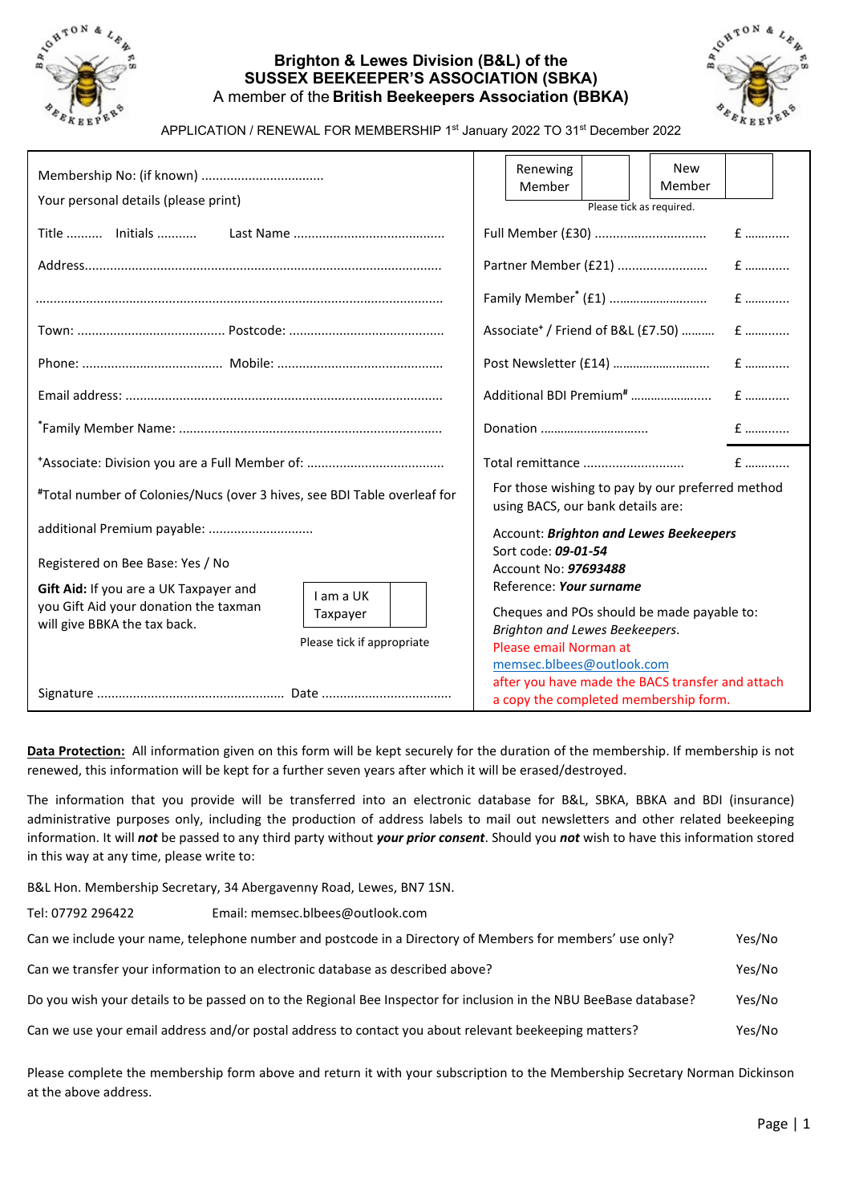# Brighton & Lewes Division (B&L) of the SUSSEX BEEKEEPER'S ASSOCIATION (SBKA)

A member of the **British Beekeepers Association (BBKA)**

APPLICATION / RENEWAL FOR MEMBERSHIP 1st January 2022 TO 31st December 2022

| | |
|---|---|
| Membership No: (if known) .................................. | Renewing Member ☐ New Member ☐ |
| Your personal details (please print) | Please tick as required. |
| Title .......... Initials ........... Last Name .......................................... | Full Member (£30) ............................... £ ............ |
| Address.................................................................................................. | Partner Member (£21) ......................... £ ............ |
| ............................................................................................................... | Family Member* (£1) ............................. £ ............ |
| Town: ......................................... Postcode: ........................................... | Associate+ / Friend of B&L (£7.50) .......... £ ............ |
| Phone: ...................................... Mobile: ............................................. | Post Newsletter (£14) ............................. £ ............ |
| Email address: ...................................................................................... | Additional BDI Premium# ........................ £ ............ |
| *Family Member Name: ........................................................................ | Donation ................................ £ ............ |
| +Associate: Division you are a Full Member of: ...................................... | Total remittance ............................ £ ............ |
| #Total number of Colonies/Nucs (over 3 hives, see BDI Table overleaf for | For those wishing to pay by our preferred method using BACS, our bank details are: |
| additional Premium payable: ............................ | Account: ***Brighton and Lewes Beekeepers*** |
| Registered on Bee Base: Yes / No | Sort code: ***09-01-54*** Account No: ***97693488*** Reference: ***Your surname*** |
| **Gift Aid:** If you are a UK Taxpayer and you Gift Aid your donation the taxman will give BBKA the tax back. I am a UK Taxpayer ☐ Please tick if appropriate | Cheques and POs should be made payable to: *Brighton and Lewes Beekeepers*. Please email Norman at memsec.blbees@outlook.com after you have made the BACS transfer and attach a copy the completed membership form. |
| Signature .................................................... Date .................................... | |

**Data Protection:** All information given on this form will be kept securely for the duration of the membership. If membership is not renewed, this information will be kept for a further seven years after which it will be erased/destroyed.

The information that you provide will be transferred into an electronic database for B&L, SBKA, BBKA and BDI (insurance) administrative purposes only, including the production of address labels to mail out newsletters and other related beekeeping information. It will ***not*** be passed to any third party without ***your prior consent***. Should you ***not*** wish to have this information stored in this way at any time, please write to:

B&L Hon. Membership Secretary, 34 Abergavenny Road, Lewes, BN7 1SN.

Tel: 07792 296422 Email: memsec.blbees@outlook.com

| | |
|---|---|
| Can we include your name, telephone number and postcode in a Directory of Members for members' use only? | Yes/No |
| Can we transfer your information to an electronic database as described above? | Yes/No |
| Do you wish your details to be passed on to the Regional Bee Inspector for inclusion in the NBU BeeBase database? | Yes/No |
| Can we use your email address and/or postal address to contact you about relevant beekeeping matters? | Yes/No |

Please complete the membership form above and return it with your subscription to the Membership Secretary Norman Dickinson at the above address.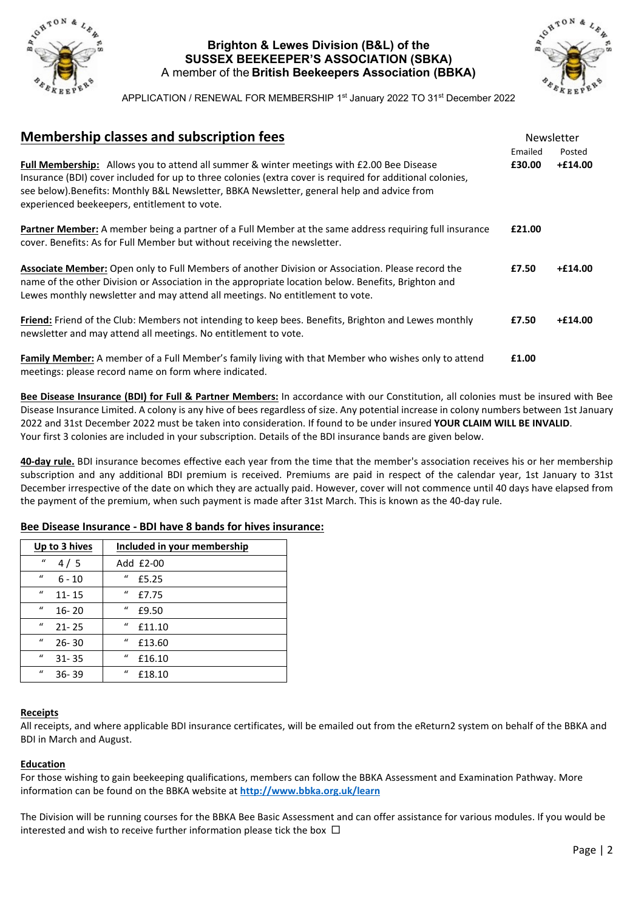**Brighton & Lewes Division (B&L) of the SUSSEX BEEKEEPER'S ASSOCIATION (SBKA)**
A member of the **British Beekeepers Association (BBKA)**

APPLICATION / RENEWAL FOR MEMBERSHIP 1st January 2022 TO 31st December 2022

## Membership classes and subscription fees

| | Newsletter Emailed | Newsletter Posted |
|---|---|---|
| **Full Membership:** Allows you to attend all summer & winter meetings with £2.00 Bee Disease Insurance (BDI) cover included for up to three colonies (extra cover is required for additional colonies, see below).Benefits: Monthly B&L Newsletter, BBKA Newsletter, general help and advice from experienced beekeepers, entitlement to vote. | **£30.00** | **+£14.00** |
| **Partner Member:** A member being a partner of a Full Member at the same address requiring full insurance cover. Benefits: As for Full Member but without receiving the newsletter. | **£21.00** | |
| **Associate Member:** Open only to Full Members of another Division or Association. Please record the name of the other Division or Association in the appropriate location below. Benefits, Brighton and Lewes monthly newsletter and may attend all meetings. No entitlement to vote. | **£7.50** | **+£14.00** |
| **Friend:** Friend of the Club: Members not intending to keep bees. Benefits, Brighton and Lewes monthly newsletter and may attend all meetings. No entitlement to vote. | **£7.50** | **+£14.00** |
| **Family Member:** A member of a Full Member's family living with that Member who wishes only to attend meetings: please record name on form where indicated. | **£1.00** | |

**Bee Disease Insurance (BDI) for Full & Partner Members:** In accordance with our Constitution, all colonies must be insured with Bee Disease Insurance Limited. A colony is any hive of bees regardless of size. Any potential increase in colony numbers between 1st January 2022 and 31st December 2022 must be taken into consideration. If found to be under insured **YOUR CLAIM WILL BE INVALID**. Your first 3 colonies are included in your subscription. Details of the BDI insurance bands are given below.

**40-day rule.** BDI insurance becomes effective each year from the time that the member's association receives his or her membership subscription and any additional BDI premium is received. Premiums are paid in respect of the calendar year, 1st January to 31st December irrespective of the date on which they are actually paid. However, cover will not commence until 40 days have elapsed from the payment of the premium, when such payment is made after 31st March. This is known as the 40-day rule.

### Bee Disease Insurance - BDI have 8 bands for hives insurance:

| Up to 3 hives | Included in your membership |
|---|---|
| " 4 / 5 | Add £2-00 |
| " 6 - 10 | " £5.25 |
| " 11- 15 | " £7.75 |
| " 16- 20 | " £9.50 |
| " 21- 25 | " £11.10 |
| " 26- 30 | " £13.60 |
| " 31- 35 | " £16.10 |
| " 36- 39 | " £18.10 |

**Receipts**

All receipts, and where applicable BDI insurance certificates, will be emailed out from the eReturn2 system on behalf of the BBKA and BDI in March and August.

**Education**

For those wishing to gain beekeeping qualifications, members can follow the BBKA Assessment and Examination Pathway. More information can be found on the BBKA website at **http://www.bbka.org.uk/learn**

The Division will be running courses for the BBKA Bee Basic Assessment and can offer assistance for various modules. If you would be interested and wish to receive further information please tick the box ☐